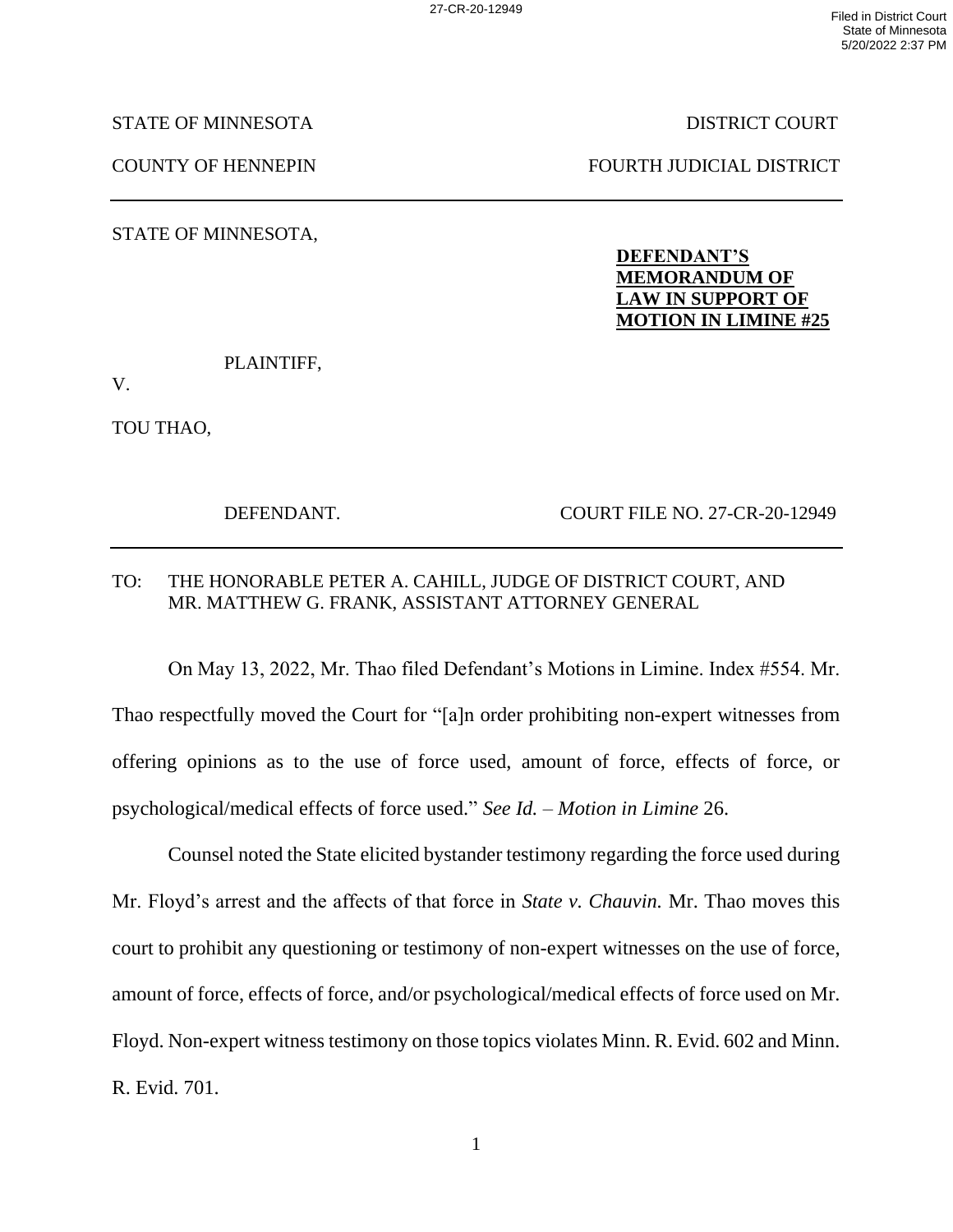STATE OF MINNESOTA — DISTRICT COURT

COUNTY OF HENNEPIN — FOURTH JUDICIAL DISTRICT

---

STATE OF MINNESOTA,

PLAINTIFF,

V.

TOU THAO,

DEFENDANT.

**DEFENDANT'S MEMORANDUM OF LAW IN SUPPORT OF MOTION IN LIMINE #25**

COURT FILE NO. 27-CR-20-12949

---

TO: THE HONORABLE PETER A. CAHILL, JUDGE OF DISTRICT COURT, AND MR. MATTHEW G. FRANK, ASSISTANT ATTORNEY GENERAL

On May 13, 2022, Mr. Thao filed Defendant's Motions in Limine. Index #554. Mr. Thao respectfully moved the Court for "[a]n order prohibiting non-expert witnesses from offering opinions as to the use of force used, amount of force, effects of force, or psychological/medical effects of force used." *See Id.* – *Motion in Limine* 26.

Counsel noted the State elicited bystander testimony regarding the force used during Mr. Floyd's arrest and the affects of that force in *State v. Chauvin.* Mr. Thao moves this court to prohibit any questioning or testimony of non-expert witnesses on the use of force, amount of force, effects of force, and/or psychological/medical effects of force used on Mr. Floyd. Non-expert witness testimony on those topics violates Minn. R. Evid. 602 and Minn. R. Evid. 701.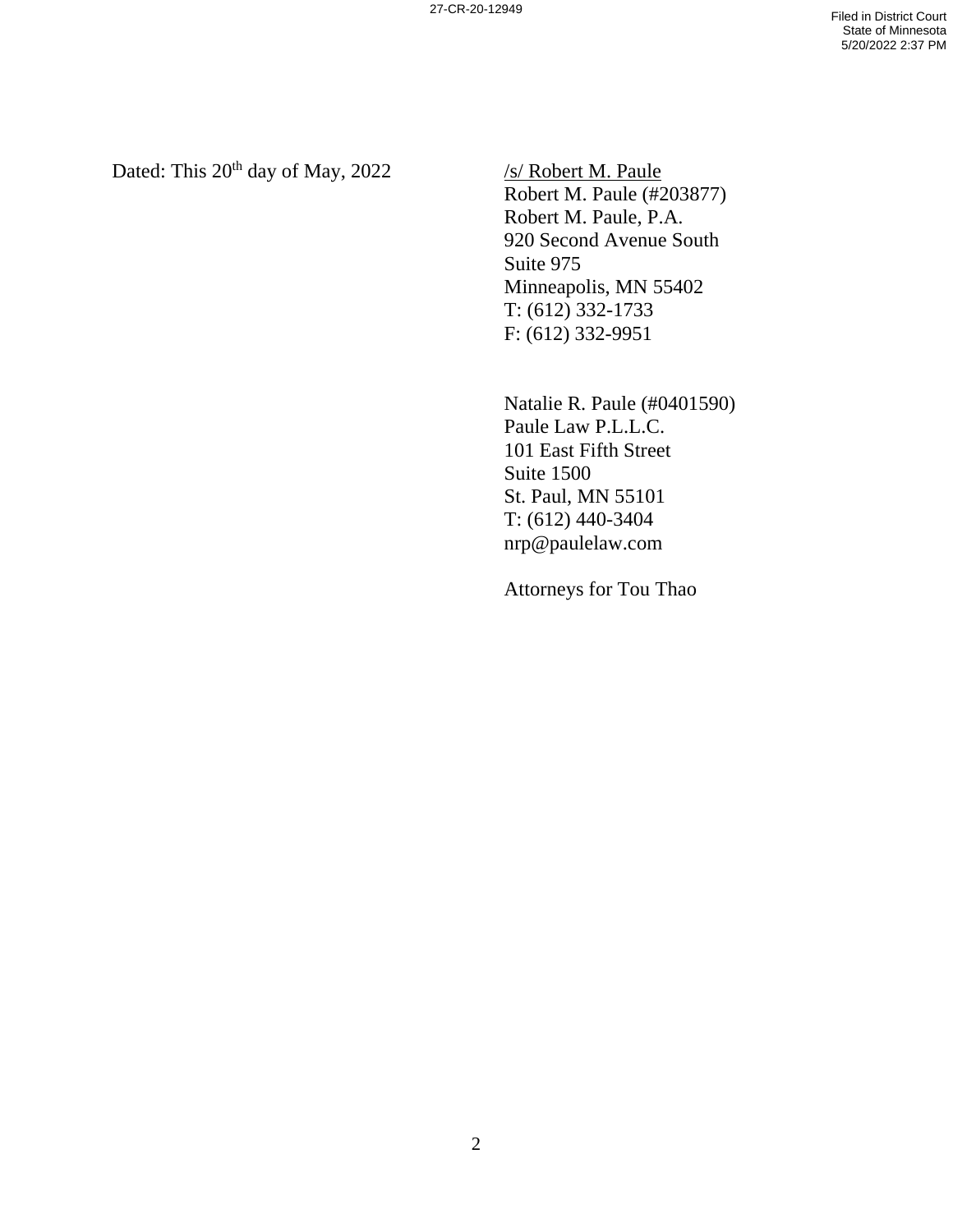Dated: This 20th day of May, 2022

/s/ Robert M. Paule
Robert M. Paule (#203877)
Robert M. Paule, P.A.
920 Second Avenue South
Suite 975
Minneapolis, MN 55402
T: (612) 332-1733
F: (612) 332-9951

Natalie R. Paule (#0401590)
Paule Law P.L.L.C.
101 East Fifth Street
Suite 1500
St. Paul, MN 55101
T: (612) 440-3404
nrp@paulelaw.com

Attorneys for Tou Thao